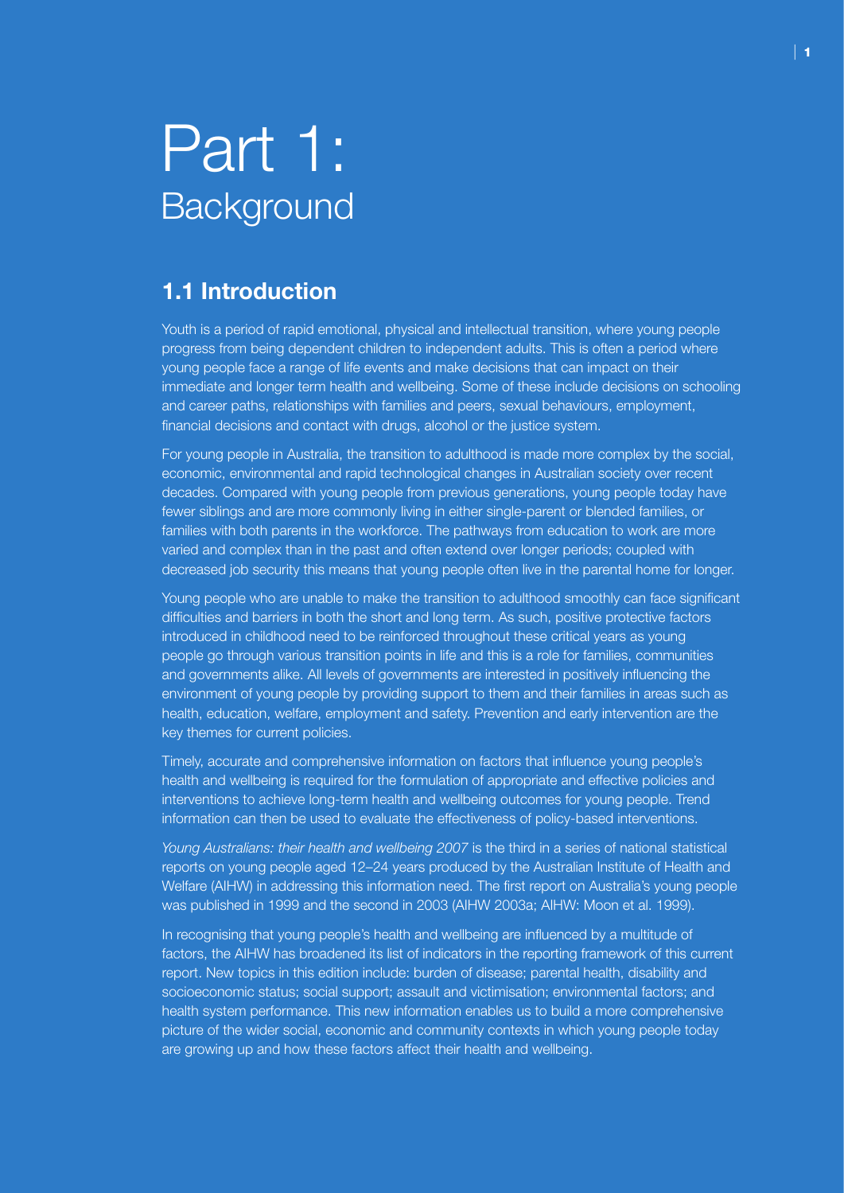# Part 1: Background

## 1.1 Introduction

Youth is a period of rapid emotional, physical and intellectual transition, where young people progress from being dependent children to independent adults. This is often a period where young people face a range of life events and make decisions that can impact on their immediate and longer term health and wellbeing. Some of these include decisions on schooling and career paths, relationships with families and peers, sexual behaviours, employment, financial decisions and contact with drugs, alcohol or the justice system.

For young people in Australia, the transition to adulthood is made more complex by the social, economic, environmental and rapid technological changes in Australian society over recent decades. Compared with young people from previous generations, young people today have fewer siblings and are more commonly living in either single-parent or blended families, or families with both parents in the workforce. The pathways from education to work are more varied and complex than in the past and often extend over longer periods; coupled with decreased job security this means that young people often live in the parental home for longer.

Young people who are unable to make the transition to adulthood smoothly can face significant difficulties and barriers in both the short and long term. As such, positive protective factors introduced in childhood need to be reinforced throughout these critical years as young people go through various transition points in life and this is a role for families, communities and governments alike. All levels of governments are interested in positively influencing the environment of young people by providing support to them and their families in areas such as health, education, welfare, employment and safety. Prevention and early intervention are the key themes for current policies.

Timely, accurate and comprehensive information on factors that influence young people's health and wellbeing is required for the formulation of appropriate and effective policies and interventions to achieve long-term health and wellbeing outcomes for young people. Trend information can then be used to evaluate the effectiveness of policy-based interventions.

*Young Australians: their health and wellbeing 2007* is the third in a series of national statistical reports on young people aged 12–24 years produced by the Australian Institute of Health and Welfare (AIHW) in addressing this information need. The first report on Australia's young people was published in 1999 and the second in 2003 (AIHW 2003a; AIHW: Moon et al. 1999).

In recognising that young people's health and wellbeing are influenced by a multitude of factors, the AIHW has broadened its list of indicators in the reporting framework of this current report. New topics in this edition include: burden of disease; parental health, disability and socioeconomic status; social support; assault and victimisation; environmental factors; and health system performance. This new information enables us to build a more comprehensive picture of the wider social, economic and community contexts in which young people today are growing up and how these factors affect their health and wellbeing.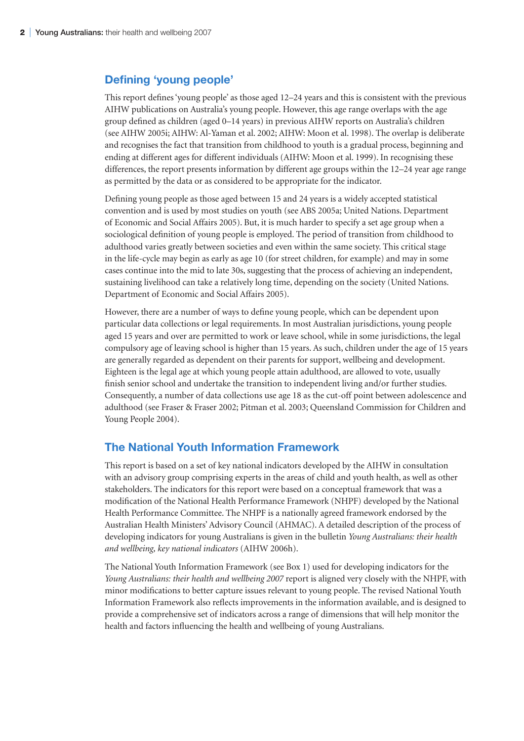## Defining 'young people'

This report defines 'young people' as those aged 12–24 years and this is consistent with the previous AIHW publications on Australia's young people. However, this age range overlaps with the age group defined as children (aged 0–14 years) in previous AIHW reports on Australia's children (see AIHW 2005i; AIHW: Al-Yaman et al. 2002; AIHW: Moon et al. 1998). The overlap is deliberate and recognises the fact that transition from childhood to youth is a gradual process, beginning and ending at different ages for different individuals (AIHW: Moon et al. 1999). In recognising these differences, the report presents information by different age groups within the 12–24 year age range as permitted by the data or as considered to be appropriate for the indicator.

Defining young people as those aged between 15 and 24 years is a widely accepted statistical convention and is used by most studies on youth (see ABS 2005a; United Nations. Department of Economic and Social Affairs 2005). But, it is much harder to specify a set age group when a sociological definition of young people is employed. The period of transition from childhood to adulthood varies greatly between societies and even within the same society. This critical stage in the life-cycle may begin as early as age 10 (for street children, for example) and may in some cases continue into the mid to late 30s, suggesting that the process of achieving an independent, sustaining livelihood can take a relatively long time, depending on the society (United Nations. Department of Economic and Social Affairs 2005).

However, there are a number of ways to define young people, which can be dependent upon particular data collections or legal requirements. In most Australian jurisdictions, young people aged 15 years and over are permitted to work or leave school, while in some jurisdictions, the legal compulsory age of leaving school is higher than 15 years. As such, children under the age of 15 years are generally regarded as dependent on their parents for support, wellbeing and development. Eighteen is the legal age at which young people attain adulthood, are allowed to vote, usually finish senior school and undertake the transition to independent living and/or further studies. Consequently, a number of data collections use age 18 as the cut-off point between adolescence and adulthood (see Fraser & Fraser 2002; Pitman et al. 2003; Queensland Commission for Children and Young People 2004).

## The National Youth Information Framework

This report is based on a set of key national indicators developed by the AIHW in consultation with an advisory group comprising experts in the areas of child and youth health, as well as other stakeholders. The indicators for this report were based on a conceptual framework that was a modification of the National Health Performance Framework (NHPF) developed by the National Health Performance Committee. The NHPF is a nationally agreed framework endorsed by the Australian Health Ministers' Advisory Council (AHMAC). A detailed description of the process of developing indicators for young Australians is given in the bulletin *Young Australians: their health and wellbeing, key national indicators* (AIHW 2006h).

The National Youth Information Framework (see Box 1) used for developing indicators for the *Young Australians: their health and wellbeing 2007* report is aligned very closely with the NHPF, with minor modifications to better capture issues relevant to young people. The revised National Youth Information Framework also reflects improvements in the information available, and is designed to provide a comprehensive set of indicators across a range of dimensions that will help monitor the health and factors influencing the health and wellbeing of young Australians.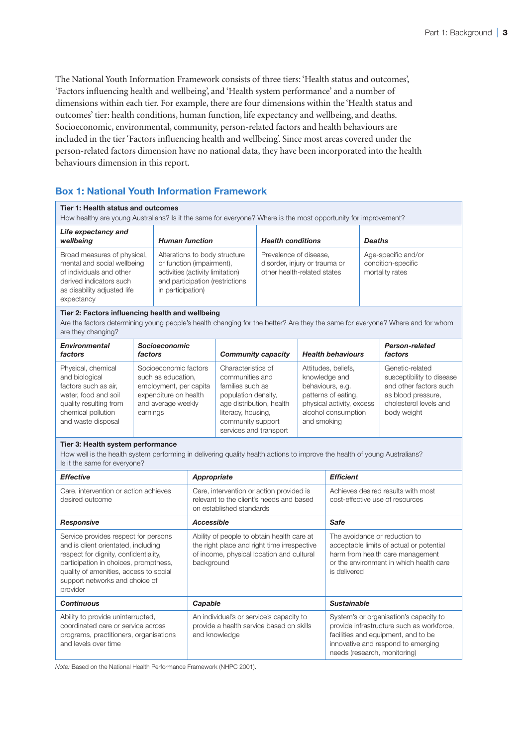The National Youth Information Framework consists of three tiers: 'Health status and outcomes', 'Factors influencing health and wellbeing', and 'Health system performance' and a number of dimensions within each tier. For example, there are four dimensions within the 'Health status and outcomes' tier: health conditions, human function, life expectancy and wellbeing, and deaths. Socioeconomic, environmental, community, person-related factors and health behaviours are included in the tier 'Factors influencing health and wellbeing'. Since most areas covered under the person-related factors dimension have no national data, they have been incorporated into the health behaviours dimension in this report.

## Box 1: National Youth Information Framework

**Tier 1: Health status and outcomes**

How healthy are young Australians? Is it the same for everyone? Where is the most opportunity for improvement?

| *Life expectancy and wellbeing* | *Human function* | *Health conditions* | *Deaths* |
|---|---|---|---|
| Broad measures of physical, mental and social wellbeing of individuals and other derived indicators such as disability adjusted life expectancy | Alterations to body structure or function (impairment), activities (activity limitation) and participation (restrictions in participation) | Prevalence of disease, disorder, injury or trauma or other health-related states | Age-specific and/or condition-specific mortality rates |

**Tier 2: Factors influencing health and wellbeing**

Are the factors determining young people's health changing for the better? Are they the same for everyone? Where and for whom are they changing?

| *Environmental factors* | *Socioeconomic factors* | *Community capacity* | *Health behaviours* | *Person-related factors* |
|---|---|---|---|---|
| Physical, chemical and biological factors such as air, water, food and soil quality resulting from chemical pollution and waste disposal | Socioeconomic factors such as education, employment, per capita expenditure on health and average weekly earnings | Characteristics of communities and families such as population density, age distribution, health literacy, housing, community support services and transport | Attitudes, beliefs, knowledge and behaviours, e.g. patterns of eating, physical activity, excess alcohol consumption and smoking | Genetic-related susceptibility to disease and other factors such as blood pressure, cholesterol levels and body weight |

**Tier 3: Health system performance**

How well is the health system performing in delivering quality health actions to improve the health of young Australians? Is it the same for everyone?

| *Effective* | *Appropriate* | *Efficient* |
|---|---|---|
| Care, intervention or action achieves desired outcome | Care, intervention or action provided is relevant to the client's needs and based on established standards | Achieves desired results with most cost-effective use of resources |
| ***Responsive*** | ***Accessible*** | ***Safe*** |
| Service provides respect for persons and is client orientated, including respect for dignity, confidentiality, participation in choices, promptness, quality of amenities, access to social support networks and choice of provider | Ability of people to obtain health care at the right place and right time irrespective of income, physical location and cultural background | The avoidance or reduction to acceptable limits of actual or potential harm from health care management or the environment in which health care is delivered |
| ***Continuous*** | ***Capable*** | ***Sustainable*** |
| Ability to provide uninterrupted, coordinated care or service across programs, practitioners, organisations and levels over time | An individual's or service's capacity to provide a health service based on skills and knowledge | System's or organisation's capacity to provide infrastructure such as workforce, facilities and equipment, and to be innovative and respond to emerging needs (research, monitoring) |

*Note:* Based on the National Health Performance Framework (NHPC 2001).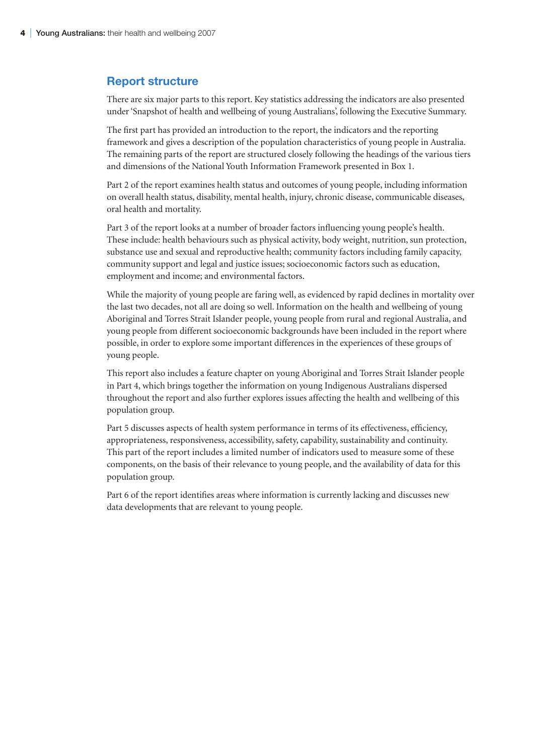## Report structure

There are six major parts to this report. Key statistics addressing the indicators are also presented under 'Snapshot of health and wellbeing of young Australians', following the Executive Summary.

The first part has provided an introduction to the report, the indicators and the reporting framework and gives a description of the population characteristics of young people in Australia. The remaining parts of the report are structured closely following the headings of the various tiers and dimensions of the National Youth Information Framework presented in Box 1.

Part 2 of the report examines health status and outcomes of young people, including information on overall health status, disability, mental health, injury, chronic disease, communicable diseases, oral health and mortality.

Part 3 of the report looks at a number of broader factors influencing young people's health. These include: health behaviours such as physical activity, body weight, nutrition, sun protection, substance use and sexual and reproductive health; community factors including family capacity, community support and legal and justice issues; socioeconomic factors such as education, employment and income; and environmental factors.

While the majority of young people are faring well, as evidenced by rapid declines in mortality over the last two decades, not all are doing so well. Information on the health and wellbeing of young Aboriginal and Torres Strait Islander people, young people from rural and regional Australia, and young people from different socioeconomic backgrounds have been included in the report where possible, in order to explore some important differences in the experiences of these groups of young people.

This report also includes a feature chapter on young Aboriginal and Torres Strait Islander people in Part 4, which brings together the information on young Indigenous Australians dispersed throughout the report and also further explores issues affecting the health and wellbeing of this population group.

Part 5 discusses aspects of health system performance in terms of its effectiveness, efficiency, appropriateness, responsiveness, accessibility, safety, capability, sustainability and continuity. This part of the report includes a limited number of indicators used to measure some of these components, on the basis of their relevance to young people, and the availability of data for this population group.

Part 6 of the report identifies areas where information is currently lacking and discusses new data developments that are relevant to young people.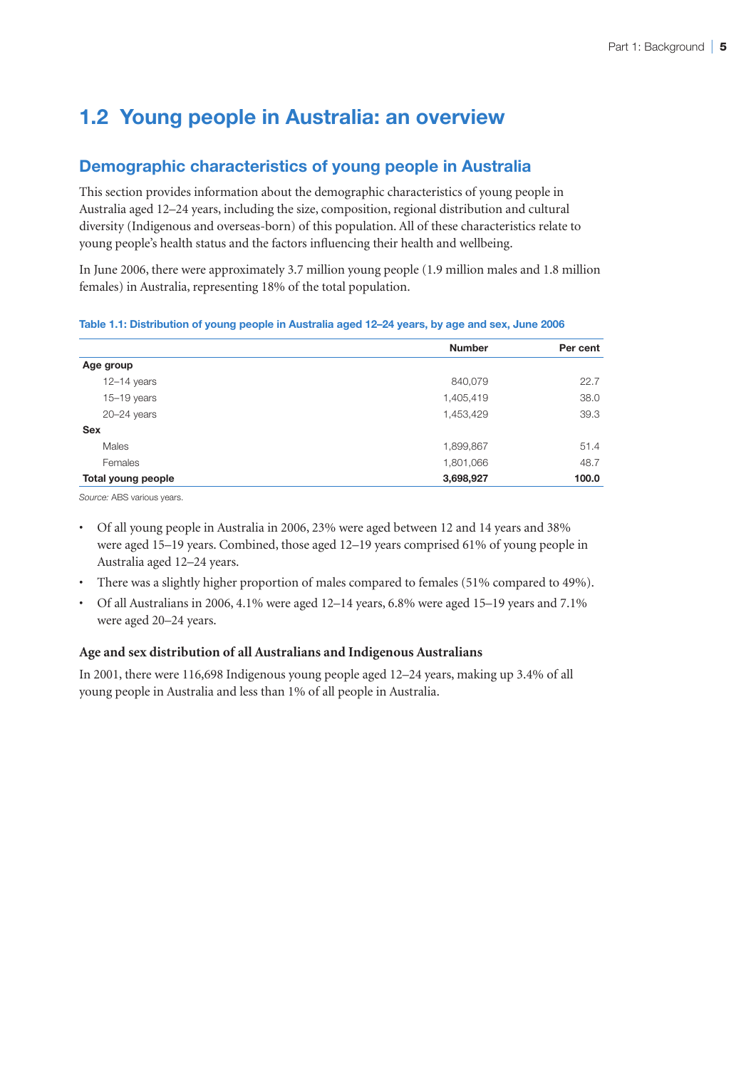## 1.2 Young people in Australia: an overview

### Demographic characteristics of young people in Australia

This section provides information about the demographic characteristics of young people in Australia aged 12–24 years, including the size, composition, regional distribution and cultural diversity (Indigenous and overseas-born) of this population. All of these characteristics relate to young people's health status and the factors influencing their health and wellbeing.

In June 2006, there were approximately 3.7 million young people (1.9 million males and 1.8 million females) in Australia, representing 18% of the total population.

**Table 1.1: Distribution of young people in Australia aged 12–24 years, by age and sex, June 2006**

| | Number | Per cent |
|---|---|---|
| **Age group** | | |
| 12–14 years | 840,079 | 22.7 |
| 15–19 years | 1,405,419 | 38.0 |
| 20–24 years | 1,453,429 | 39.3 |
| **Sex** | | |
| Males | 1,899,867 | 51.4 |
| Females | 1,801,066 | 48.7 |
| **Total young people** | **3,698,927** | **100.0** |

*Source:* ABS various years.

- Of all young people in Australia in 2006, 23% were aged between 12 and 14 years and 38% were aged 15–19 years. Combined, those aged 12–19 years comprised 61% of young people in Australia aged 12–24 years.
- There was a slightly higher proportion of males compared to females (51% compared to 49%).
- Of all Australians in 2006, 4.1% were aged 12–14 years, 6.8% were aged 15–19 years and 7.1% were aged 20–24 years.

#### Age and sex distribution of all Australians and Indigenous Australians

In 2001, there were 116,698 Indigenous young people aged 12–24 years, making up 3.4% of all young people in Australia and less than 1% of all people in Australia.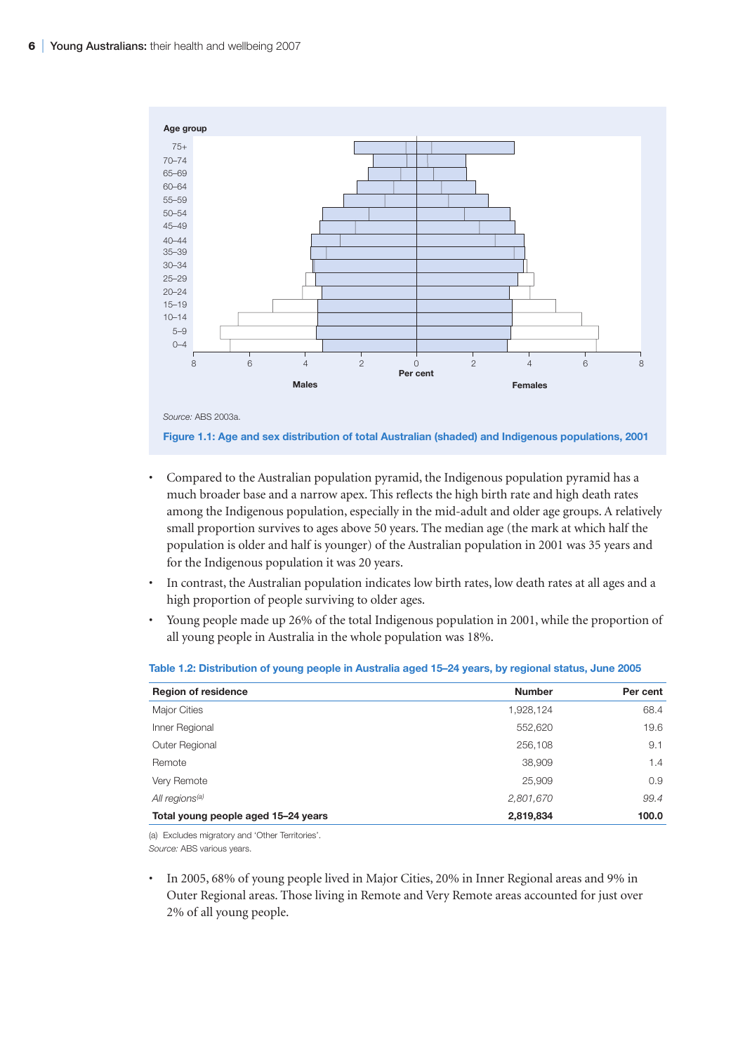Source: ABS 2003a.

**Figure 1.1: Age and sex distribution of total Australian (shaded) and Indigenous populations, 2001**

- Compared to the Australian population pyramid, the Indigenous population pyramid has a much broader base and a narrow apex. This reflects the high birth rate and high death rates among the Indigenous population, especially in the mid-adult and older age groups. A relatively small proportion survives to ages above 50 years. The median age (the mark at which half the population is older and half is younger) of the Australian population in 2001 was 35 years and for the Indigenous population it was 20 years.
- In contrast, the Australian population indicates low birth rates, low death rates at all ages and a high proportion of people surviving to older ages.
- Young people made up 26% of the total Indigenous population in 2001, while the proportion of all young people in Australia in the whole population was 18%.

**Table 1.2: Distribution of young people in Australia aged 15–24 years, by regional status, June 2005**

| Region of residence | Number | Per cent |
|---|---|---|
| Major Cities | 1,928,124 | 68.4 |
| Inner Regional | 552,620 | 19.6 |
| Outer Regional | 256,108 | 9.1 |
| Remote | 38,909 | 1.4 |
| Very Remote | 25,909 | 0.9 |
| *All regions[(a)]* | *2,801,670* | *99.4* |
| **Total young people aged 15–24 years** | **2,819,834** | **100.0** |

(a) Excludes migratory and 'Other Territories'.
*Source:* ABS various years.

- In 2005, 68% of young people lived in Major Cities, 20% in Inner Regional areas and 9% in Outer Regional areas. Those living in Remote and Very Remote areas accounted for just over 2% of all young people.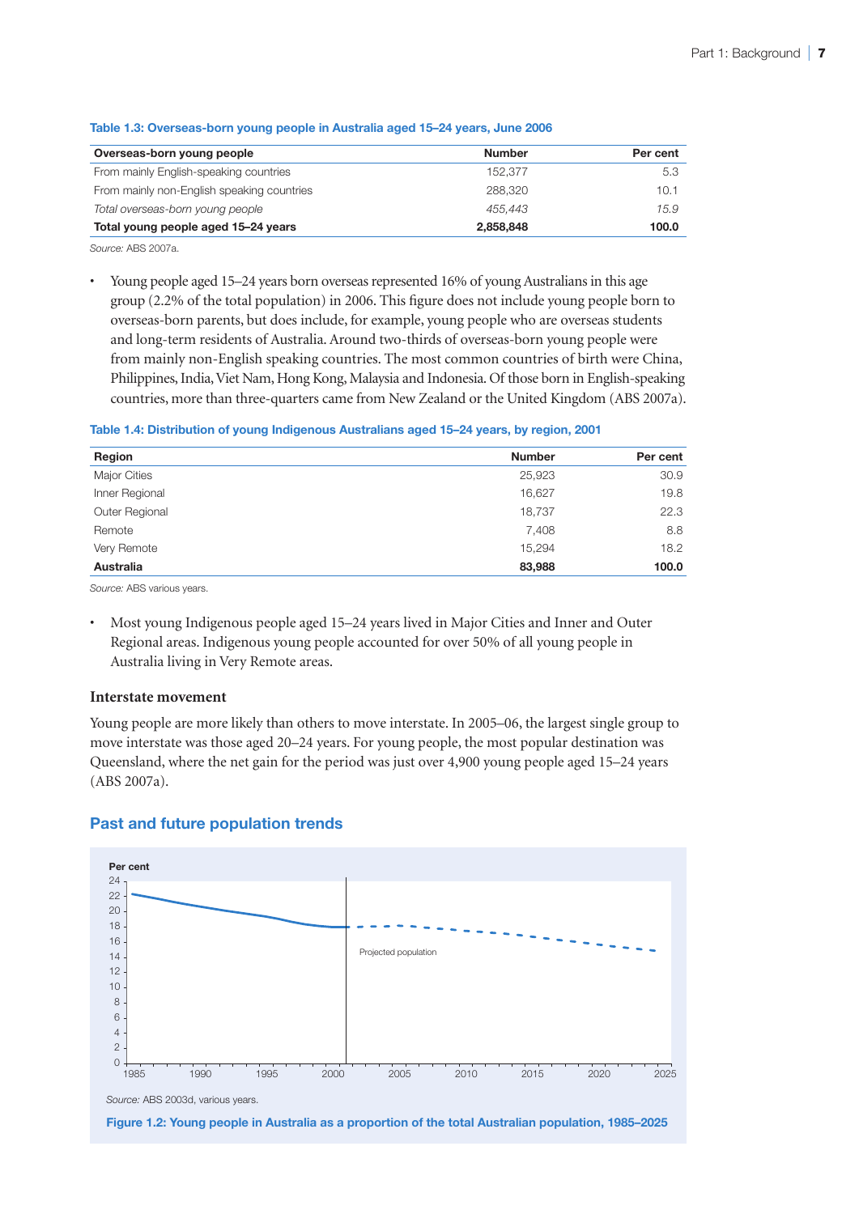**Table 1.3: Overseas-born young people in Australia aged 15–24 years, June 2006**

| Overseas-born young people | Number | Per cent |
|---|---|---|
| From mainly English-speaking countries | 152,377 | 5.3 |
| From mainly non-English speaking countries | 288,320 | 10.1 |
| *Total overseas-born young people* | *455,443* | *15.9* |
| **Total young people aged 15–24 years** | **2,858,848** | **100.0** |

*Source:* ABS 2007a.

- Young people aged 15–24 years born overseas represented 16% of young Australians in this age group (2.2% of the total population) in 2006. This figure does not include young people born to overseas-born parents, but does include, for example, young people who are overseas students and long-term residents of Australia. Around two-thirds of overseas-born young people were from mainly non-English speaking countries. The most common countries of birth were China, Philippines, India, Viet Nam, Hong Kong, Malaysia and Indonesia. Of those born in English-speaking countries, more than three-quarters came from New Zealand or the United Kingdom (ABS 2007a).

**Table 1.4: Distribution of young Indigenous Australians aged 15–24 years, by region, 2001**

| Region | Number | Per cent |
|---|---|---|
| Major Cities | 25,923 | 30.9 |
| Inner Regional | 16,627 | 19.8 |
| Outer Regional | 18,737 | 22.3 |
| Remote | 7,408 | 8.8 |
| Very Remote | 15,294 | 18.2 |
| **Australia** | **83,988** | **100.0** |

*Source:* ABS various years.

- Most young Indigenous people aged 15–24 years lived in Major Cities and Inner and Outer Regional areas. Indigenous young people accounted for over 50% of all young people in Australia living in Very Remote areas.

### Interstate movement

Young people are more likely than others to move interstate. In 2005–06, the largest single group to move interstate was those aged 20–24 years. For young people, the most popular destination was Queensland, where the net gain for the period was just over 4,900 young people aged 15–24 years (ABS 2007a).

## Past and future population trends

*Source:* ABS 2003d, various years.

**Figure 1.2: Young people in Australia as a proportion of the total Australian population, 1985–2025**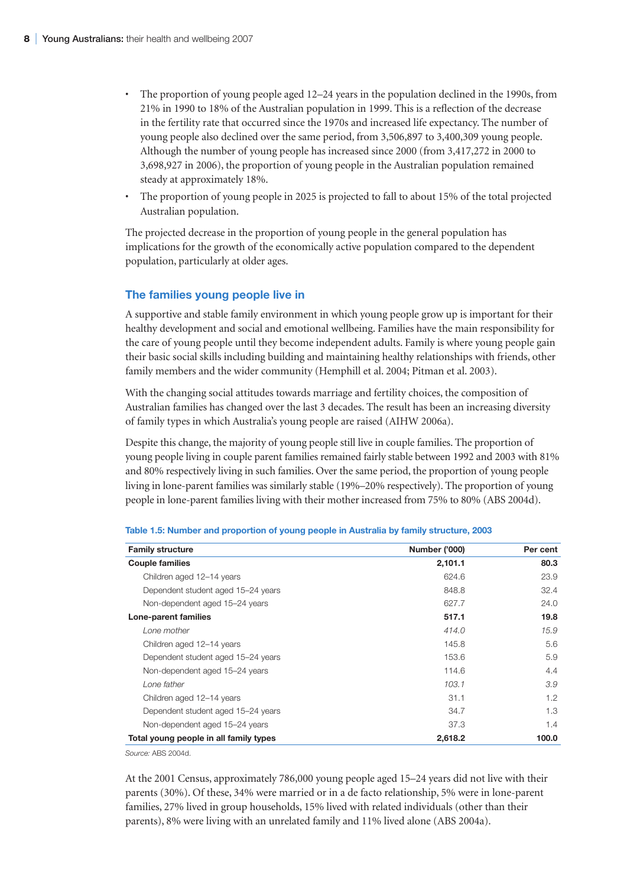- The proportion of young people aged 12–24 years in the population declined in the 1990s, from 21% in 1990 to 18% of the Australian population in 1999. This is a reflection of the decrease in the fertility rate that occurred since the 1970s and increased life expectancy. The number of young people also declined over the same period, from 3,506,897 to 3,400,309 young people. Although the number of young people has increased since 2000 (from 3,417,272 in 2000 to 3,698,927 in 2006), the proportion of young people in the Australian population remained steady at approximately 18%.
- The proportion of young people in 2025 is projected to fall to about 15% of the total projected Australian population.

The projected decrease in the proportion of young people in the general population has implications for the growth of the economically active population compared to the dependent population, particularly at older ages.

## The families young people live in

A supportive and stable family environment in which young people grow up is important for their healthy development and social and emotional wellbeing. Families have the main responsibility for the care of young people until they become independent adults. Family is where young people gain their basic social skills including building and maintaining healthy relationships with friends, other family members and the wider community (Hemphill et al. 2004; Pitman et al. 2003).

With the changing social attitudes towards marriage and fertility choices, the composition of Australian families has changed over the last 3 decades. The result has been an increasing diversity of family types in which Australia's young people are raised (AIHW 2006a).

Despite this change, the majority of young people still live in couple families. The proportion of young people living in couple parent families remained fairly stable between 1992 and 2003 with 81% and 80% respectively living in such families. Over the same period, the proportion of young people living in lone-parent families was similarly stable (19%–20% respectively). The proportion of young people in lone-parent families living with their mother increased from 75% to 80% (ABS 2004d).

**Table 1.5: Number and proportion of young people in Australia by family structure, 2003**

| Family structure | Number ('000) | Per cent |
|---|---|---|
| **Couple families** | **2,101.1** | **80.3** |
| Children aged 12–14 years | 624.6 | 23.9 |
| Dependent student aged 15–24 years | 848.8 | 32.4 |
| Non-dependent aged 15–24 years | 627.7 | 24.0 |
| **Lone-parent families** | **517.1** | **19.8** |
| *Lone mother* | *414.0* | *15.9* |
| Children aged 12–14 years | 145.8 | 5.6 |
| Dependent student aged 15–24 years | 153.6 | 5.9 |
| Non-dependent aged 15–24 years | 114.6 | 4.4 |
| *Lone father* | *103.1* | *3.9* |
| Children aged 12–14 years | 31.1 | 1.2 |
| Dependent student aged 15–24 years | 34.7 | 1.3 |
| Non-dependent aged 15–24 years | 37.3 | 1.4 |
| **Total young people in all family types** | **2,618.2** | **100.0** |

*Source:* ABS 2004d.

At the 2001 Census, approximately 786,000 young people aged 15–24 years did not live with their parents (30%). Of these, 34% were married or in a de facto relationship, 5% were in lone-parent families, 27% lived in group households, 15% lived with related individuals (other than their parents), 8% were living with an unrelated family and 11% lived alone (ABS 2004a).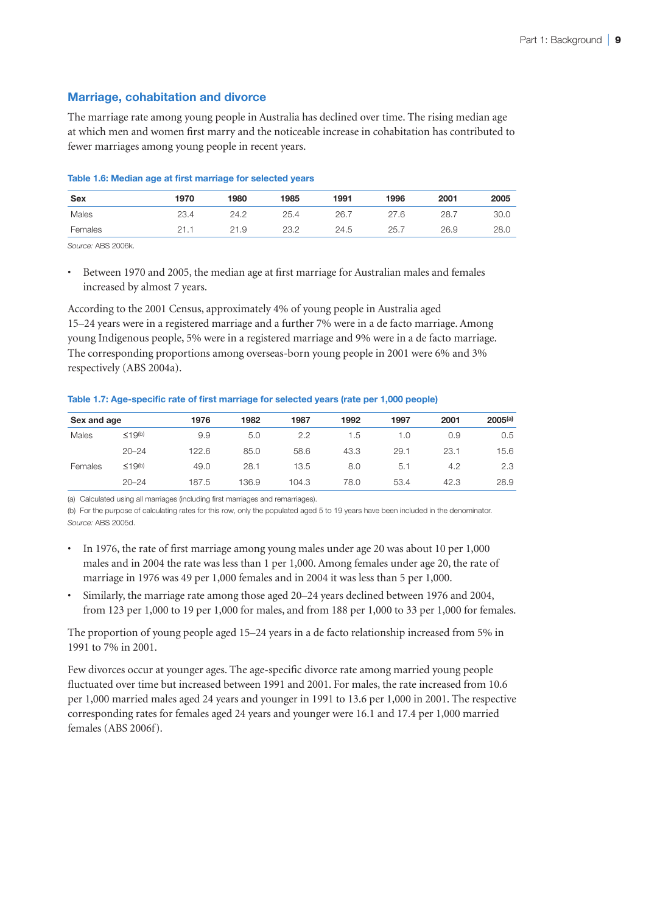## Marriage, cohabitation and divorce

The marriage rate among young people in Australia has declined over time. The rising median age at which men and women first marry and the noticeable increase in cohabitation has contributed to fewer marriages among young people in recent years.

**Table 1.6: Median age at first marriage for selected years**

| Sex | 1970 | 1980 | 1985 | 1991 | 1996 | 2001 | 2005 |
|---|---|---|---|---|---|---|---|
| Males | 23.4 | 24.2 | 25.4 | 26.7 | 27.6 | 28.7 | 30.0 |
| Females | 21.1 | 21.9 | 23.2 | 24.5 | 25.7 | 26.9 | 28.0 |

*Source:* ABS 2006k.

- Between 1970 and 2005, the median age at first marriage for Australian males and females increased by almost 7 years.

According to the 2001 Census, approximately 4% of young people in Australia aged 15–24 years were in a registered marriage and a further 7% were in a de facto marriage. Among young Indigenous people, 5% were in a registered marriage and 9% were in a de facto marriage. The corresponding proportions among overseas-born young people in 2001 were 6% and 3% respectively (ABS 2004a).

**Table 1.7: Age-specific rate of first marriage for selected years (rate per 1,000 people)**

| Sex and age | | 1976 | 1982 | 1987 | 1992 | 1997 | 2001 | 2005[a] |
|---|---|---|---|---|---|---|---|---|
| Males | ≤19[b] | 9.9 | 5.0 | 2.2 | 1.5 | 1.0 | 0.9 | 0.5 |
| | 20–24 | 122.6 | 85.0 | 58.6 | 43.3 | 29.1 | 23.1 | 15.6 |
| Females | ≤19[b] | 49.0 | 28.1 | 13.5 | 8.0 | 5.1 | 4.2 | 2.3 |
| | 20–24 | 187.5 | 136.9 | 104.3 | 78.0 | 53.4 | 42.3 | 28.9 |

(a) Calculated using all marriages (including first marriages and remarriages).
(b) For the purpose of calculating rates for this row, only the populated aged 5 to 19 years have been included in the denominator.
*Source:* ABS 2005d.

- In 1976, the rate of first marriage among young males under age 20 was about 10 per 1,000 males and in 2004 the rate was less than 1 per 1,000. Among females under age 20, the rate of marriage in 1976 was 49 per 1,000 females and in 2004 it was less than 5 per 1,000.
- Similarly, the marriage rate among those aged 20–24 years declined between 1976 and 2004, from 123 per 1,000 to 19 per 1,000 for males, and from 188 per 1,000 to 33 per 1,000 for females.

The proportion of young people aged 15–24 years in a de facto relationship increased from 5% in 1991 to 7% in 2001.

Few divorces occur at younger ages. The age-specific divorce rate among married young people fluctuated over time but increased between 1991 and 2001. For males, the rate increased from 10.6 per 1,000 married males aged 24 years and younger in 1991 to 13.6 per 1,000 in 2001. The respective corresponding rates for females aged 24 years and younger were 16.1 and 17.4 per 1,000 married females (ABS 2006f).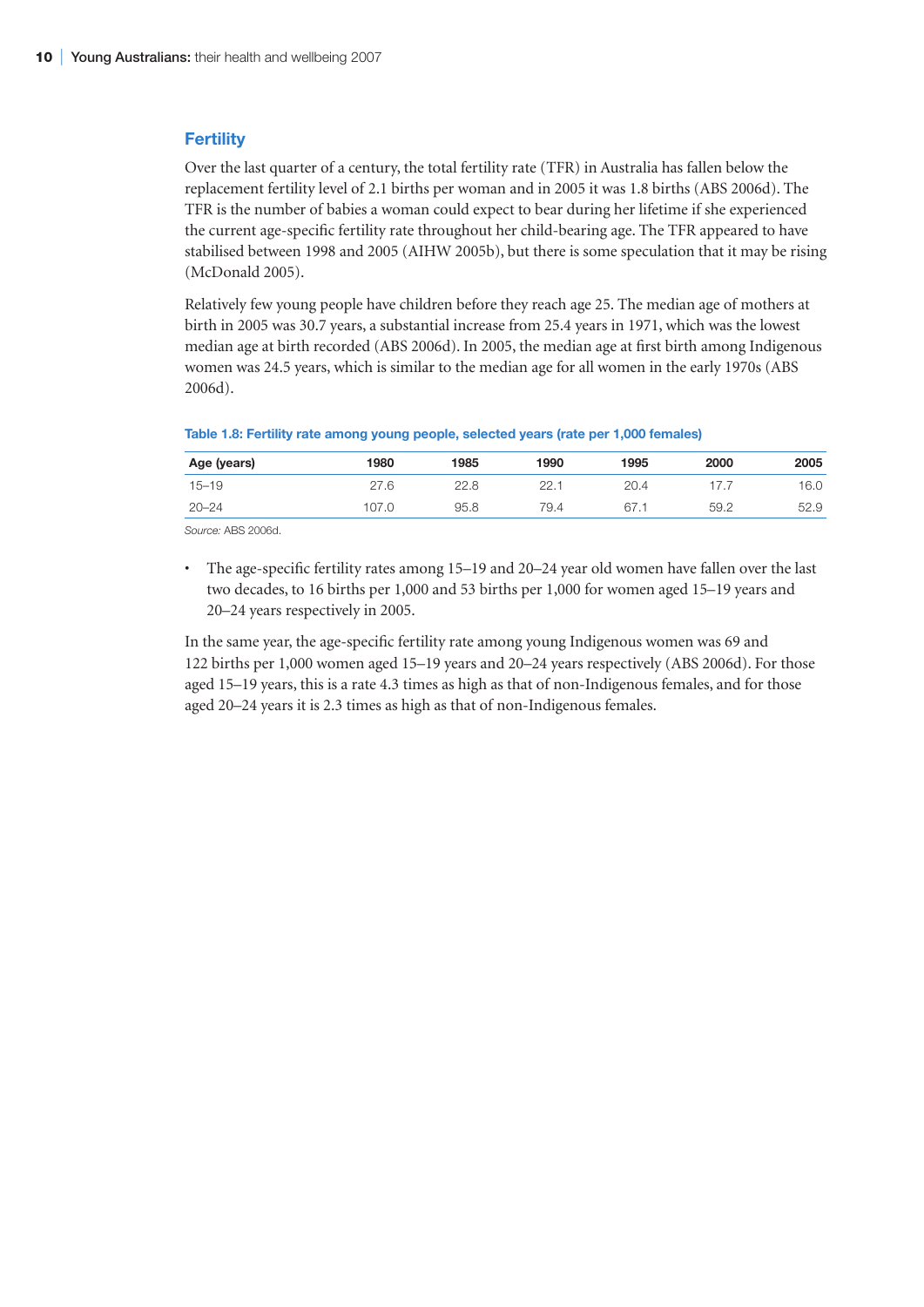## Fertility

Over the last quarter of a century, the total fertility rate (TFR) in Australia has fallen below the replacement fertility level of 2.1 births per woman and in 2005 it was 1.8 births (ABS 2006d). The TFR is the number of babies a woman could expect to bear during her lifetime if she experienced the current age-specific fertility rate throughout her child-bearing age. The TFR appeared to have stabilised between 1998 and 2005 (AIHW 2005b), but there is some speculation that it may be rising (McDonald 2005).

Relatively few young people have children before they reach age 25. The median age of mothers at birth in 2005 was 30.7 years, a substantial increase from 25.4 years in 1971, which was the lowest median age at birth recorded (ABS 2006d). In 2005, the median age at first birth among Indigenous women was 24.5 years, which is similar to the median age for all women in the early 1970s (ABS 2006d).

**Table 1.8: Fertility rate among young people, selected years (rate per 1,000 females)**

| Age (years) | 1980 | 1985 | 1990 | 1995 | 2000 | 2005 |
|---|---|---|---|---|---|---|
| 15–19 | 27.6 | 22.8 | 22.1 | 20.4 | 17.7 | 16.0 |
| 20–24 | 107.0 | 95.8 | 79.4 | 67.1 | 59.2 | 52.9 |

*Source:* ABS 2006d.

- The age-specific fertility rates among 15–19 and 20–24 year old women have fallen over the last two decades, to 16 births per 1,000 and 53 births per 1,000 for women aged 15–19 years and 20–24 years respectively in 2005.

In the same year, the age-specific fertility rate among young Indigenous women was 69 and 122 births per 1,000 women aged 15–19 years and 20–24 years respectively (ABS 2006d). For those aged 15–19 years, this is a rate 4.3 times as high as that of non-Indigenous females, and for those aged 20–24 years it is 2.3 times as high as that of non-Indigenous females.